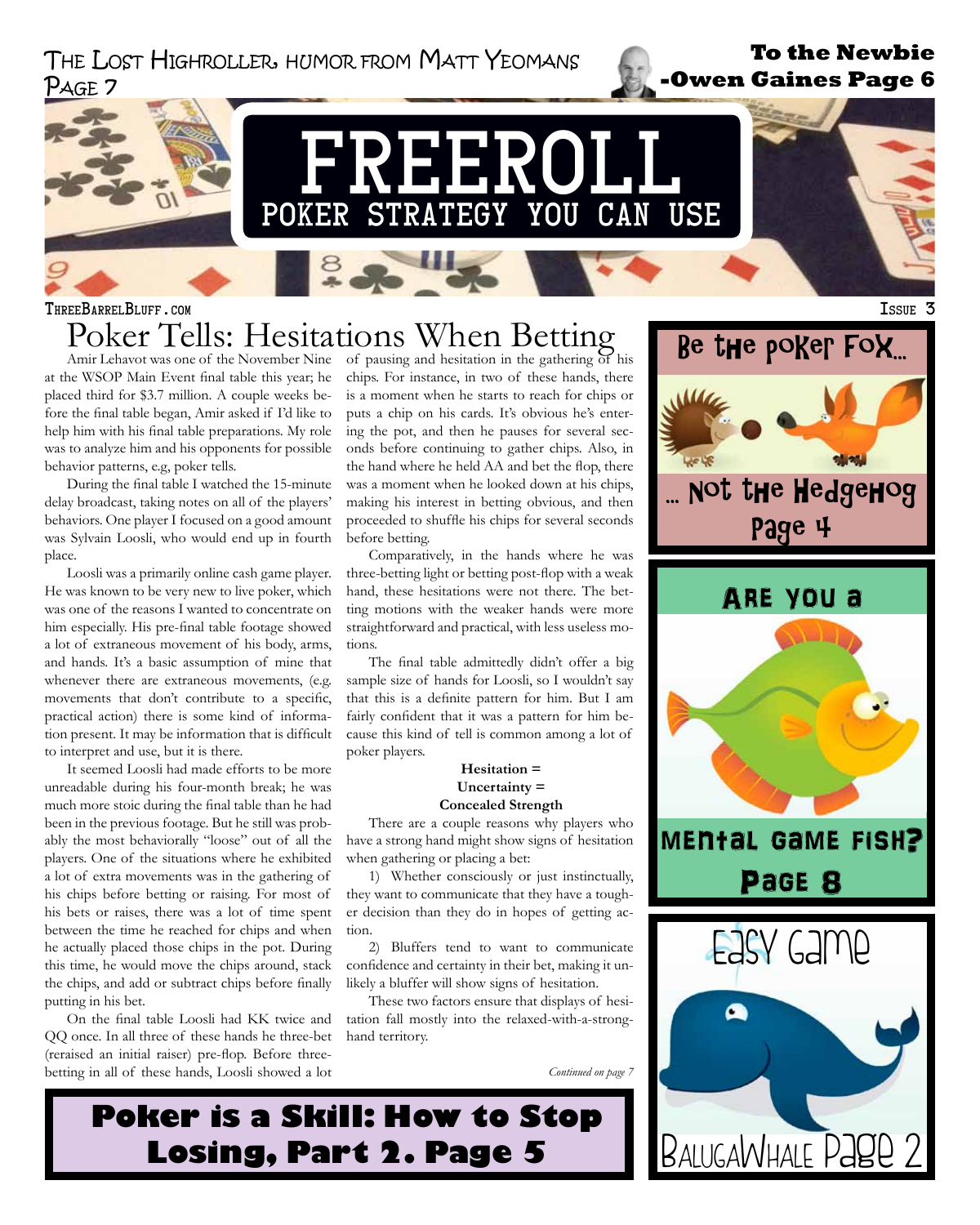The Lost Highroller, humor from Matt Yeomans Page 7

**To the Newbie -Owen Gaines Page 6**

# FREEROLL

## POKER STRATEGY YOU CAN USE

ThreeBarrelBluff.com

Issue 3

# Poker Tells: Hesitations When Betting

Amir Lehavot was one of the November Nine at the WSOP Main Event final table this year; he placed third for $3.7 million. A couple weeks before the final table began, Amir asked if I'd like to help him with his final table preparations. My role was to analyze him and his opponents for possible behavior patterns, e.g, poker tells.

During the final table I watched the 15-minute delay broadcast, taking notes on all of the players' behaviors. One player I focused on a good amount was Sylvain Loosli, who would end up in fourth place.

Loosli was a primarily online cash game player. He was known to be very new to live poker, which was one of the reasons I wanted to concentrate on him especially. His pre-final table footage showed a lot of extraneous movement of his body, arms, and hands. It's a basic assumption of mine that whenever there are extraneous movements, (e.g. movements that don't contribute to a specific, practical action) there is some kind of information present. It may be information that is difficult to interpret and use, but it is there.

It seemed Loosli had made efforts to be more unreadable during his four-month break; he was much more stoic during the final table than he had been in the previous footage. But he still was probably the most behaviorally "loose" out of all the players. One of the situations where he exhibited a lot of extra movements was in the gathering of his chips before betting or raising. For most of his bets or raises, there was a lot of time spent between the time he reached for chips and when he actually placed those chips in the pot. During this time, he would move the chips around, stack the chips, and add or subtract chips before finally putting in his bet.

On the final table Loosli had KK twice and QQ once. In all three of these hands he three-bet (reraised an initial raiser) pre-flop. Before three-betting in all of these hands, Loosli showed a lot of pausing and hesitation in the gathering of his chips. For instance, in two of these hands, there is a moment when he starts to reach for chips or puts a chip on his cards. It's obvious he's entering the pot, and then he pauses for several seconds before continuing to gather chips. Also, in the hand where he held AA and bet the flop, there was a moment when he looked down at his chips, making his interest in betting obvious, and then proceeded to shuffle his chips for several seconds before betting.

Comparatively, in the hands where he was three-betting light or betting post-flop with a weak hand, these hesitations were not there. The betting motions with the weaker hands were more straightforward and practical, with less useless motions.

The final table admittedly didn't offer a big sample size of hands for Loosli, so I wouldn't say that this is a definite pattern for him. But I am fairly confident that it was a pattern for him because this kind of tell is common among a lot of poker players.

**Hesitation =**
**Uncertainty =**
**Concealed Strength**

There are a couple reasons why players who have a strong hand might show signs of hesitation when gathering or placing a bet:

1) Whether consciously or just instinctually, they want to communicate that they have a tougher decision than they do in hopes of getting action.

2) Bluffers tend to want to communicate confidence and certainty in their bet, making it unlikely a bluffer will show signs of hesitation.

These two factors ensure that displays of hesitation fall mostly into the relaxed-with-a-strong-hand territory.

*Continued on page 7*

**Poker is a Skill: How to Stop Losing, Part 2. Page 5**

Be the poker Fox... ... Not the Hedgehog Page 4

Are you a Mental Game Fish? Page 8

Easy Game BalugaWhale Page 2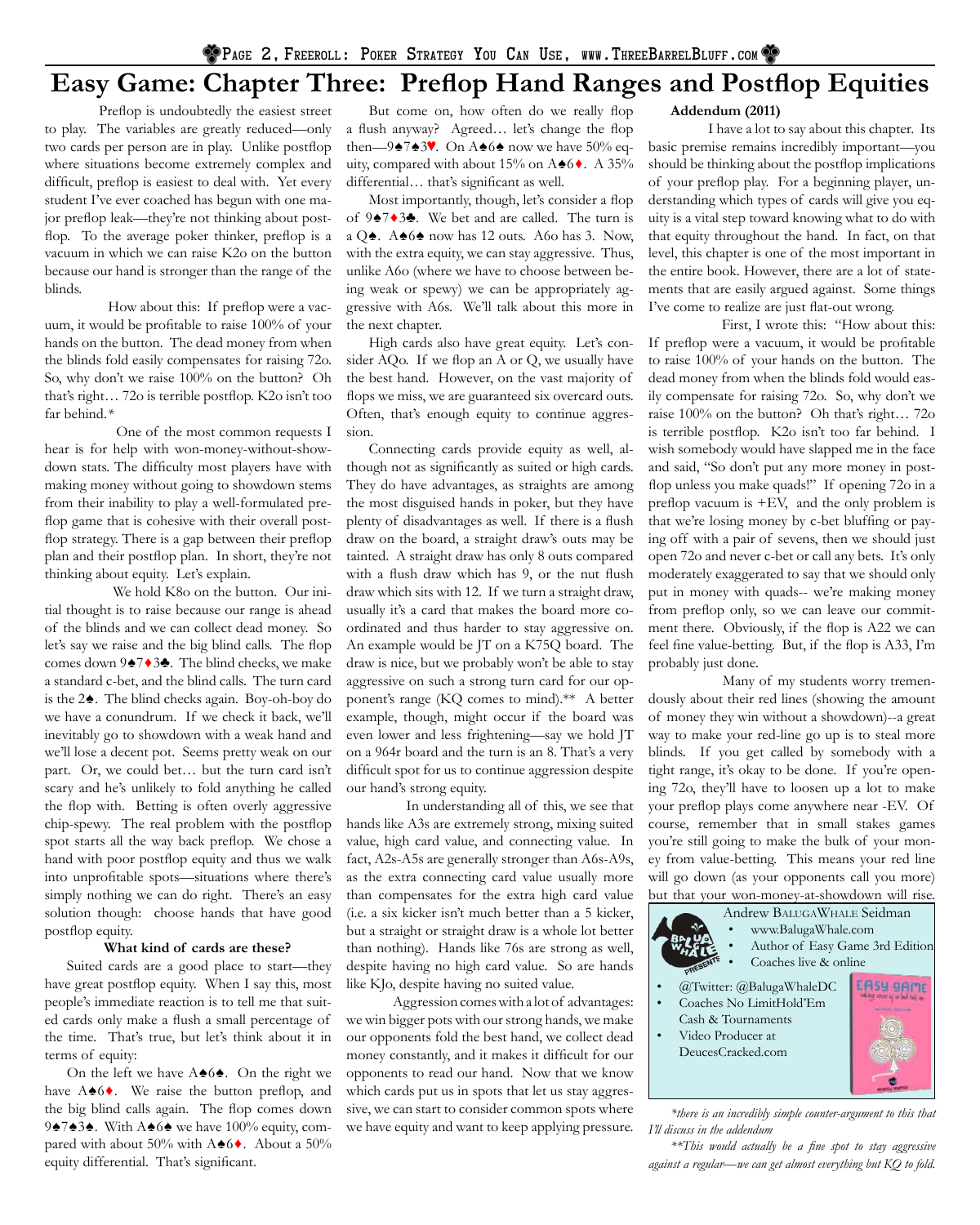# Easy Game: Chapter Three: Preflop Hand Ranges and Postflop Equities

Preflop is undoubtedly the easiest street to play. The variables are greatly reduced—only two cards per person are in play. Unlike postflop where situations become extremely complex and difficult, preflop is easiest to deal with. Yet every student I've ever coached has begun with one major preflop leak—they're not thinking about postflop. To the average poker thinker, preflop is a vacuum in which we can raise K2o on the button because our hand is stronger than the range of the blinds.

How about this: If preflop were a vacuum, it would be profitable to raise 100% of your hands on the button. The dead money from when the blinds fold easily compensates for raising 72o. So, why don't we raise 100% on the button? Oh that's right… 72o is terrible postflop. K2o isn't too far behind.*

One of the most common requests I hear is for help with won-money-without-showdown stats. The difficulty most players have with making money without going to showdown stems from their inability to play a well-formulated preflop game that is cohesive with their overall postflop strategy. There is a gap between their preflop plan and their postflop plan. In short, they're not thinking about equity. Let's explain.

We hold K8o on the button. Our initial thought is to raise because our range is ahead of the blinds and we can collect dead money. So let's say we raise and the big blind calls. The flop comes down 9♠7♦3♣. The blind checks, we make a standard c-bet, and the blind calls. The turn card is the 2♠. The blind checks again. Boy-oh-boy do we have a conundrum. If we check it back, we'll inevitably go to showdown with a weak hand and we'll lose a decent pot. Seems pretty weak on our part. Or, we could bet… but the turn card isn't scary and he's unlikely to fold anything he called the flop with. Betting is often overly aggressive chip-spewy. The real problem with the postflop spot starts all the way back preflop. We chose a hand with poor postflop equity and thus we walk into unprofitable spots—situations where there's simply nothing we can do right. There's an easy solution though: choose hands that have good postflop equity.

**What kind of cards are these?**

Suited cards are a good place to start—they have great postflop equity. When I say this, most people's immediate reaction is to tell me that suited cards only make a flush a small percentage of the time. That's true, but let's think about it in terms of equity:

On the left we have A♠6♠. On the right we have A♠6♦. We raise the button preflop, and the big blind calls again. The flop comes down 9♠7♠3♠. With A♠6♠ we have 100% equity, compared with about 50% with A♠6♦. About a 50% equity differential. That's significant.

But come on, how often do we really flop a flush anyway? Agreed… let's change the flop then—9♠7♠3♥. On A♠6♠ now we have 50% equity, compared with about 15% on A♠6♦. A 35% differential… that's significant as well.

Most importantly, though, let's consider a flop of 9♠7♦3♣. We bet and are called. The turn is a Q♠. A♠6♠ now has 12 outs. A6o has 3. Now, with the extra equity, we can stay aggressive. Thus, unlike A6o (where we have to choose between being weak or spewy) we can be appropriately aggressive with A6s. We'll talk about this more in the next chapter.

High cards also have great equity. Let's consider AQo. If we flop an A or Q, we usually have the best hand. However, on the vast majority of flops we miss, we are guaranteed six overcard outs. Often, that's enough equity to continue aggression.

Connecting cards provide equity as well, although not as significantly as suited or high cards. They do have advantages, as straights are among the most disguised hands in poker, but they have plenty of disadvantages as well. If there is a flush draw on the board, a straight draw's outs may be tainted. A straight draw has only 8 outs compared with a flush draw which has 9, or the nut flush draw which sits with 12. If we turn a straight draw, usually it's a card that makes the board more coordinated and thus harder to stay aggressive on. An example would be JT on a K75Q board. The draw is nice, but we probably won't be able to stay aggressive on such a strong turn card for our opponent's range (KQ comes to mind).** A better example, though, might occur if the board was even lower and less frightening—say we hold JT on a 964r board and the turn is an 8. That's a very difficult spot for us to continue aggression despite our hand's strong equity.

In understanding all of this, we see that hands like A3s are extremely strong, mixing suited value, high card value, and connecting value. In fact, A2s-A5s are generally stronger than A6s-A9s, as the extra connecting card value usually more than compensates for the extra high card value (i.e. a six kicker isn't much better than a 5 kicker, but a straight or straight draw is a whole lot better than nothing). Hands like 76s are strong as well, despite having no high card value. So are hands like KJo, despite having no suited value.

Aggression comes with a lot of advantages: we win bigger pots with our strong hands, we make our opponents fold the best hand, we collect dead money constantly, and it makes it difficult for our opponents to read our hand. Now that we know which cards put us in spots that let us stay aggressive, we can start to consider common spots where we have equity and want to keep applying pressure.

**Addendum (2011)**

I have a lot to say about this chapter. Its basic premise remains incredibly important—you should be thinking about the postflop implications of your preflop play. For a beginning player, understanding which types of cards will give you equity is a vital step toward knowing what to do with that equity throughout the hand. In fact, on that level, this chapter is one of the most important in the entire book. However, there are a lot of statements that are easily argued against. Some things I've come to realize are just flat-out wrong.

First, I wrote this: "How about this: If preflop were a vacuum, it would be profitable to raise 100% of your hands on the button. The dead money from when the blinds fold would easily compensate for raising 72o. So, why don't we raise 100% on the button? Oh that's right… 72o is terrible postflop. K2o isn't too far behind. I wish somebody would have slapped me in the face and said, "So don't put any more money in postflop unless you make quads!" If opening 72o in a preflop vacuum is +EV, and the only problem is that we're losing money by c-bet bluffing or paying off with a pair of sevens, then we should just open 72o and never c-bet or call any bets. It's only moderately exaggerated to say that we should only put in money with quads-- we're making money from preflop only, so we can leave our commitment there. Obviously, if the flop is A22 we can feel fine value-betting. But, if the flop is A33, I'm probably just done.

Many of my students worry tremendously about their red lines (showing the amount of money they win without a showdown)--a great way to make your red-line go up is to steal more blinds. If you get called by somebody with a tight range, it's okay to be done. If you're opening 72o, they'll have to loosen up a lot to make your preflop plays come anywhere near -EV. Of course, remember that in small stakes games you're still going to make the bulk of your money from value-betting. This means your red line will go down (as your opponents call you more) but that your won-money-at-showdown will rise.

Andrew BalugaWhale Seidman
- www.BalugaWhale.com
- Author of Easy Game 3rd Edition
- Coaches live & online
- @Twitter: @BalugaWhaleDC
- Coaches No LimitHold'Em Cash & Tournaments
- Video Producer at DeucesCracked.com

*\*there is an incredibly simple counter-argument to this that I'll discuss in the addendum*

*\*\*This would actually be a fine spot to stay aggressive against a regular—we can get almost everything but KQ to fold.*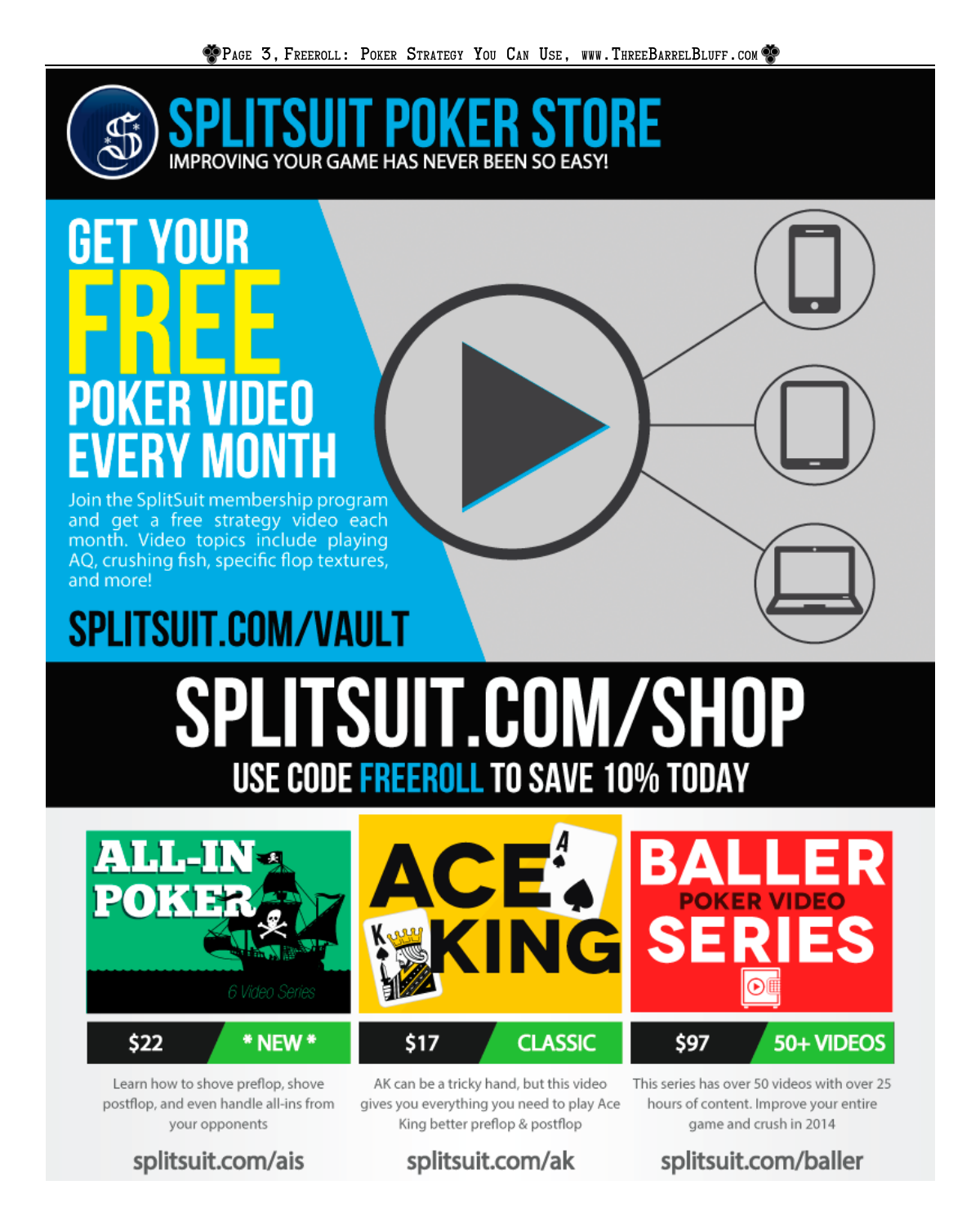# SPLITSUIT POKER STORE

IMPROVING YOUR GAME HAS NEVER BEEN SO EASY!

## GET YOUR FREE POKER VIDEO EVERY MONTH

Join the SplitSuit membership program and get a free strategy video each month. Video topics include playing AQ, crushing fish, specific flop textures, and more!

**SPLITSUIT.COM/VAULT**

# SPLITSUIT.COM/SHOP

USE CODE **FREEROLL** TO SAVE 10% TODAY

### ALL-IN POKER

6 Video Series

**$22** | * NEW *

Learn how to shove preflop, shove postflop, and even handle all-ins from your opponents

splitsuit.com/ais

### ACE KING

**$17** | CLASSIC

AK can be a tricky hand, but this video gives you everything you need to play Ace King better preflop & postflop

splitsuit.com/ak

### BALLER POKER VIDEO SERIES

**$97** | 50+ VIDEOS

This series has over 50 videos with over 25 hours of content. Improve your entire game and crush in 2014

splitsuit.com/baller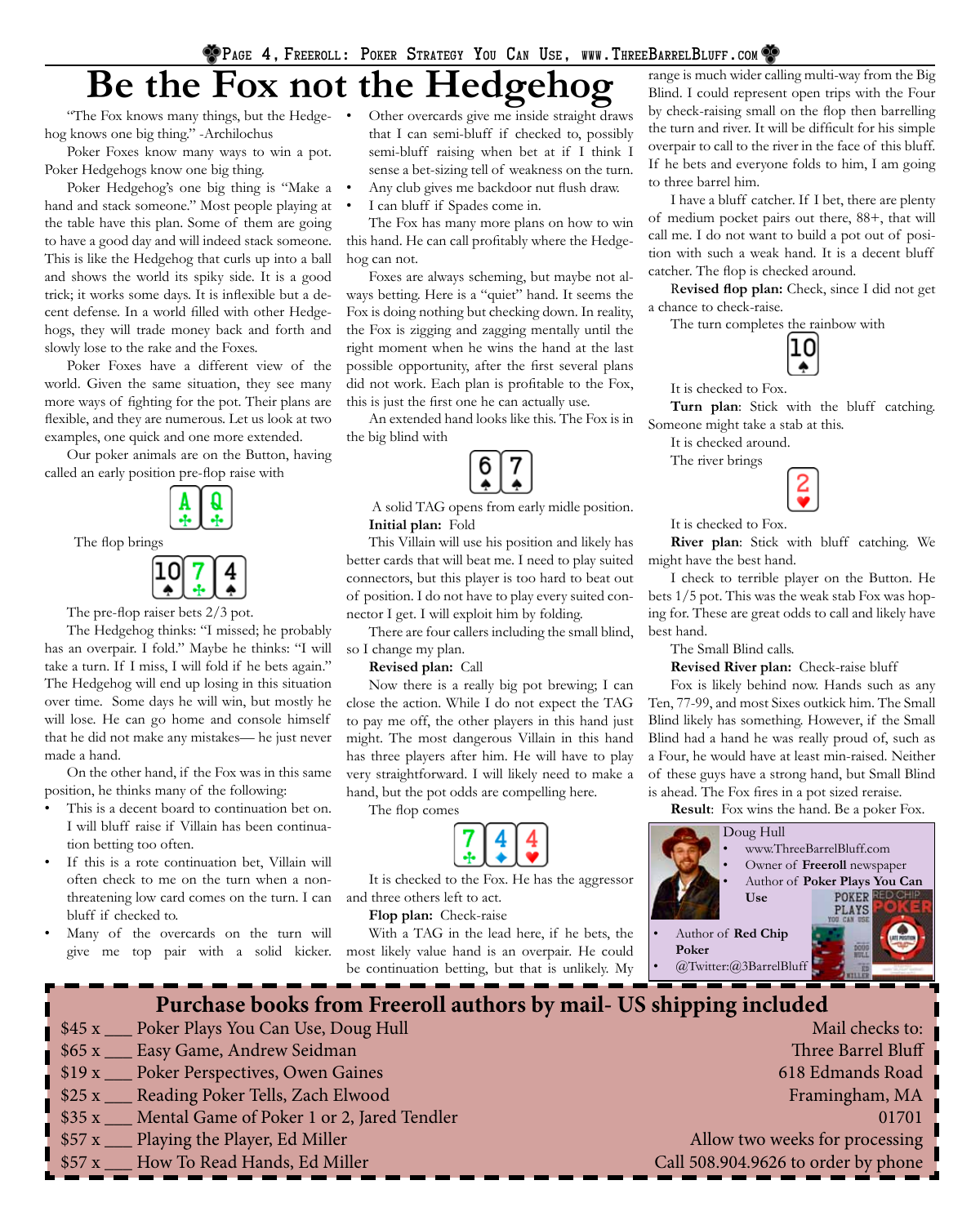# Be the Fox not the Hedgehog

"The Fox knows many things, but the Hedgehog knows one big thing." -Archilochus

Poker Foxes know many ways to win a pot. Poker Hedgehogs know one big thing.

Poker Hedgehog's one big thing is "Make a hand and stack someone." Most people playing at the table have this plan. Some of them are going to have a good day and will indeed stack someone. This is like the Hedgehog that curls up into a ball and shows the world its spiky side. It is a good trick; it works some days. It is inflexible but a decent defense. In a world filled with other Hedgehogs, they will trade money back and forth and slowly lose to the rake and the Foxes.

Poker Foxes have a different view of the world. Given the same situation, they see many more ways of fighting for the pot. Their plans are flexible, and they are numerous. Let us look at two examples, one quick and one more extended.

Our poker animals are on the Button, having called an early position pre-flop raise with

A♣ Q♣

The flop brings

10♠ 7♣ 4♠

The pre-flop raiser bets 2/3 pot.

The Hedgehog thinks: "I missed; he probably has an overpair. I fold." Maybe he thinks: "I will take a turn. If I miss, I will fold if he bets again." The Hedgehog will end up losing in this situation over time. Some days he will win, but mostly he will lose. He can go home and console himself that he did not make any mistakes— he just never made a hand.

On the other hand, if the Fox was in this same position, he thinks many of the following:

- This is a decent board to continuation bet on. I will bluff raise if Villain has been continuation betting too often.
- If this is a rote continuation bet, Villain will often check to me on the turn when a non-threatening low card comes on the turn. I can bluff if checked to.
- Many of the overcards on the turn will give me top pair with a solid kicker.
- Other overcards give me inside straight draws that I can semi-bluff if checked to, possibly semi-bluff raising when bet at if I think I sense a bet-sizing tell of weakness on the turn.
- Any club gives me backdoor nut flush draw.
- I can bluff if Spades come in.

The Fox has many more plans on how to win this hand. He can call profitably where the Hedgehog can not.

Foxes are always scheming, but maybe not always betting. Here is a "quiet" hand. It seems the Fox is doing nothing but checking down. In reality, the Fox is zigging and zagging mentally until the right moment when he wins the hand at the last possible opportunity, after the first several plans did not work. Each plan is profitable to the Fox, this is just the first one he can actually use.

An extended hand looks like this. The Fox is in the big blind with

6♠ 7♠

A solid TAG opens from early midle position.

**Initial plan:** Fold

This Villain will use his position and likely has better cards that will beat me. I need to play suited connectors, but this player is too hard to beat out of position. I do not have to play every suited connector I get. I will exploit him by folding.

There are four callers including the small blind, so I change my plan.

**Revised plan:** Call

Now there is a really big pot brewing; I can close the action. While I do not expect the TAG to pay me off, the other players in this hand just might. The most dangerous Villain in this hand has three players after him. He will have to play very straightforward. I will likely need to make a hand, but the pot odds are compelling here.

The flop comes

7♣ 4♦ 4♥

It is checked to the Fox. He has the aggressor and three others left to act.

**Flop plan:** Check-raise

With a TAG in the lead here, if he bets, the most likely value hand is an overpair. He could be continuation betting, but that is unlikely. My range is much wider calling multi-way from the Big Blind. I could represent open trips with the Four by check-raising small on the flop then barrelling the turn and river. It will be difficult for his simple overpair to call to the river in the face of this bluff. If he bets and everyone folds to him, I am going to three barrel him.

I have a bluff catcher. If I bet, there are plenty of medium pocket pairs out there, 88+, that will call me. I do not want to build a pot out of position with such a weak hand. It is a decent bluff catcher. The flop is checked around.

**Revised flop plan:** Check, since I did not get a chance to check-raise.

The turn completes the rainbow with

10♠

It is checked to Fox.

**Turn plan**: Stick with the bluff catching. Someone might take a stab at this.

It is checked around.

The river brings

2♥

It is checked to Fox.

**River plan**: Stick with bluff catching. We might have the best hand.

I check to terrible player on the Button. He bets 1/5 pot. This was the weak stab Fox was hoping for. These are great odds to call and likely have best hand.

The Small Blind calls.

**Revised River plan:** Check-raise bluff

Fox is likely behind now. Hands such as any Ten, 77-99, and most Sixes outkick him. The Small Blind likely has something. However, if the Small Blind had a hand he was really proud of, such as a Four, he would have at least min-raised. Neither of these guys have a strong hand, but Small Blind is ahead. The Fox fires in a pot sized reraise.

**Result**: Fox wins the hand. Be a poker Fox.

Doug Hull
- www.ThreeBarrelBluff.com
- Owner of **Freeroll** newspaper
- Author of **Poker Plays You Can Use**
- Author of **Red Chip Poker**
- @Twitter:@3BarrelBluff

## Purchase books from Freeroll authors by mail- US shipping included

$45 x ___ Poker Plays You Can Use, Doug Hull
$65 x ___ Easy Game, Andrew Seidman
$19 x ___ Poker Perspectives, Owen Gaines
$25 x ___ Reading Poker Tells, Zach Elwood
$35 x ___ Mental Game of Poker 1 or 2, Jared Tendler
$57 x ___ Playing the Player, Ed Miller
$57 x ___ How To Read Hands, Ed Miller

Mail checks to:
Three Barrel Bluff
618 Edmands Road
Framingham, MA
01701
Allow two weeks for processing
Call 508.904.9626 to order by phone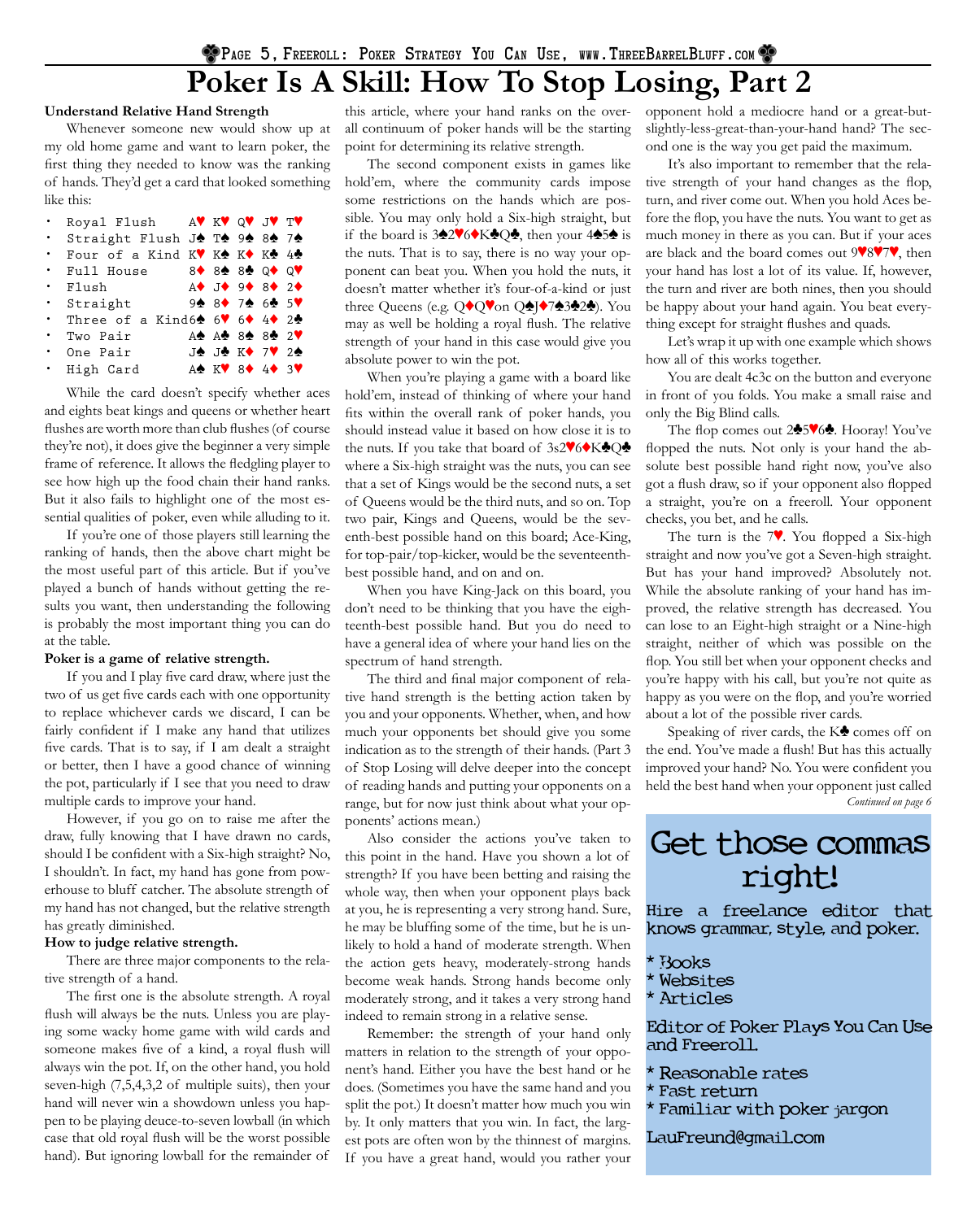# Poker Is A Skill: How To Stop Losing, Part 2

**Understand Relative Hand Strength**

Whenever someone new would show up at my old home game and want to learn poker, the first thing they needed to know was the ranking of hands. They'd get a card that looked something like this:

- Royal Flush A♥ K♥ Q♥ J♥ T♥
- Straight Flush J♠ T♠ 9♠ 8♠ 7♠
- Four of a Kind K♥ K♠ K♦ K♣ 4♣
- Full House 8♦ 8♠ 8♣ Q♦ Q♥
- Flush A♦ J♦ 9♦ 8♦ 2♦
- Straight 9♠ 8♦ 7♠ 6♣ 5♥
- Three of a Kind 6♠ 6♥ 6♦ 4♦ 2♣
- Two Pair A♠ A♣ 8♠ 8♣ 2♥
- One Pair J♠ J♣ K♦ 7♥ 2♠
- High Card A♠ K♥ 8♦ 4♦ 3♥

While the card doesn't specify whether aces and eights beat kings and queens or whether heart flushes are worth more than club flushes (of course they're not), it does give the beginner a very simple frame of reference. It allows the fledgling player to see how high up the food chain their hand ranks. But it also fails to highlight one of the most essential qualities of poker, even while alluding to it.

If you're one of those players still learning the ranking of hands, then the above chart might be the most useful part of this article. But if you've played a bunch of hands without getting the results you want, then understanding the following is probably the most important thing you can do at the table.

**Poker is a game of relative strength.**

If you and I play five card draw, where just the two of us get five cards each with one opportunity to replace whichever cards we discard, I can be fairly confident if I make any hand that utilizes five cards. That is to say, if I am dealt a straight or better, then I have a good chance of winning the pot, particularly if I see that you need to draw multiple cards to improve your hand.

However, if you go on to raise me after the draw, fully knowing that I have drawn no cards, should I be confident with a Six-high straight? No, I shouldn't. In fact, my hand has gone from powerhouse to bluff catcher. The absolute strength of my hand has not changed, but the relative strength has greatly diminished.

**How to judge relative strength.**

There are three major components to the relative strength of a hand.

The first one is the absolute strength. A royal flush will always be the nuts. Unless you are playing some wacky home game with wild cards and someone makes five of a kind, a royal flush will always win the pot. If, on the other hand, you hold seven-high (7,5,4,3,2 of multiple suits), then your hand will never win a showdown unless you happen to be playing deuce-to-seven lowball (in which case that old royal flush will be the worst possible hand). But ignoring lowball for the remainder of this article, where your hand ranks on the overall continuum of poker hands will be the starting point for determining its relative strength.

The second component exists in games like hold'em, where the community cards impose some restrictions on the hands which are possible. You may only hold a Six-high straight, but if the board is 3♠2♥6♦K♣Q♣, then your 4♠5♠ is the nuts. That is to say, there is no way your opponent can beat you. When you hold the nuts, it doesn't matter whether it's four-of-a-kind or just three Queens (e.g. Q♦Q♥on Q♠J♦7♠3♣2♣). You may as well be holding a royal flush. The relative strength of your hand in this case would give you absolute power to win the pot.

When you're playing a game with a board like hold'em, instead of thinking of where your hand fits within the overall rank of poker hands, you should instead value it based on how close it is to the nuts. If you take that board of 3s2♥6♦K♣Q♣ where a Six-high straight was the nuts, you can see that a set of Kings would be the second nuts, a set of Queens would be the third nuts, and so on. Top two pair, Kings and Queens, would be the seventh-best possible hand on this board; Ace-King, for top-pair/top-kicker, would be the seventeenth-best possible hand, and on and on.

When you have King-Jack on this board, you don't need to be thinking that you have the eighteenth-best possible hand. But you do need to have a general idea of where your hand lies on the spectrum of hand strength.

The third and final major component of relative hand strength is the betting action taken by you and your opponents. Whether, when, and how much your opponents bet should give you some indication as to the strength of their hands. (Part 3 of Stop Losing will delve deeper into the concept of reading hands and putting your opponents on a range, but for now just think about what your opponents' actions mean.)

Also consider the actions you've taken to this point in the hand. Have you shown a lot of strength? If you have been betting and raising the whole way, then when your opponent plays back at you, he is representing a very strong hand. Sure, he may be bluffing some of the time, but he is unlikely to hold a hand of moderate strength. When the action gets heavy, moderately-strong hands become weak hands. Strong hands become only moderately strong, and it takes a very strong hand indeed to remain strong in a relative sense.

Remember: the strength of your hand only matters in relation to the strength of your opponent's hand. Either you have the best hand or he does. (Sometimes you have the same hand and you split the pot.) It doesn't matter how much you win by. It only matters that you win. In fact, the largest pots are often won by the thinnest of margins. If you have a great hand, would you rather your opponent hold a mediocre hand or a great-but-slightly-less-great-than-your-hand hand? The second one is the way you get paid the maximum.

It's also important to remember that the relative strength of your hand changes as the flop, turn, and river come out. When you hold Aces before the flop, you have the nuts. You want to get as much money in there as you can. But if your aces are black and the board comes out 9♥8♥7♥, then your hand has lost a lot of its value. If, however, the turn and river are both nines, then you should be happy about your hand again. You beat everything except for straight flushes and quads.

Let's wrap it up with one example which shows how all of this works together.

You are dealt 4c3c on the button and everyone in front of you folds. You make a small raise and only the Big Blind calls.

The flop comes out 2♣5♥6♣. Hooray! You've flopped the nuts. Not only is your hand the absolute best possible hand right now, you've also got a flush draw, so if your opponent also flopped a straight, you're on a freeroll. Your opponent checks, you bet, and he calls.

The turn is the 7♥. You flopped a Six-high straight and now you've got a Seven-high straight. But has your hand improved? Absolutely not. While the absolute ranking of your hand has improved, the relative strength has decreased. You can lose to an Eight-high straight or a Nine-high straight, neither of which was possible on the flop. You still bet when your opponent checks and you're happy with his call, but you're not quite as happy as you were on the flop, and you're worried about a lot of the possible river cards.

Speaking of river cards, the K♣ comes off on the end. You've made a flush! But has this actually improved your hand? No. You were confident you held the best hand when your opponent just called

*Continued on page 6*

---

## Get those commas right!

**Hire a freelance editor that knows grammar, style, and poker.**

* Books
* Websites
* Articles

**Editor of Poker Plays You Can Use and Freeroll.**

* Reasonable rates
* Fast return
* Familiar with poker jargon

LauFreund@gmail.com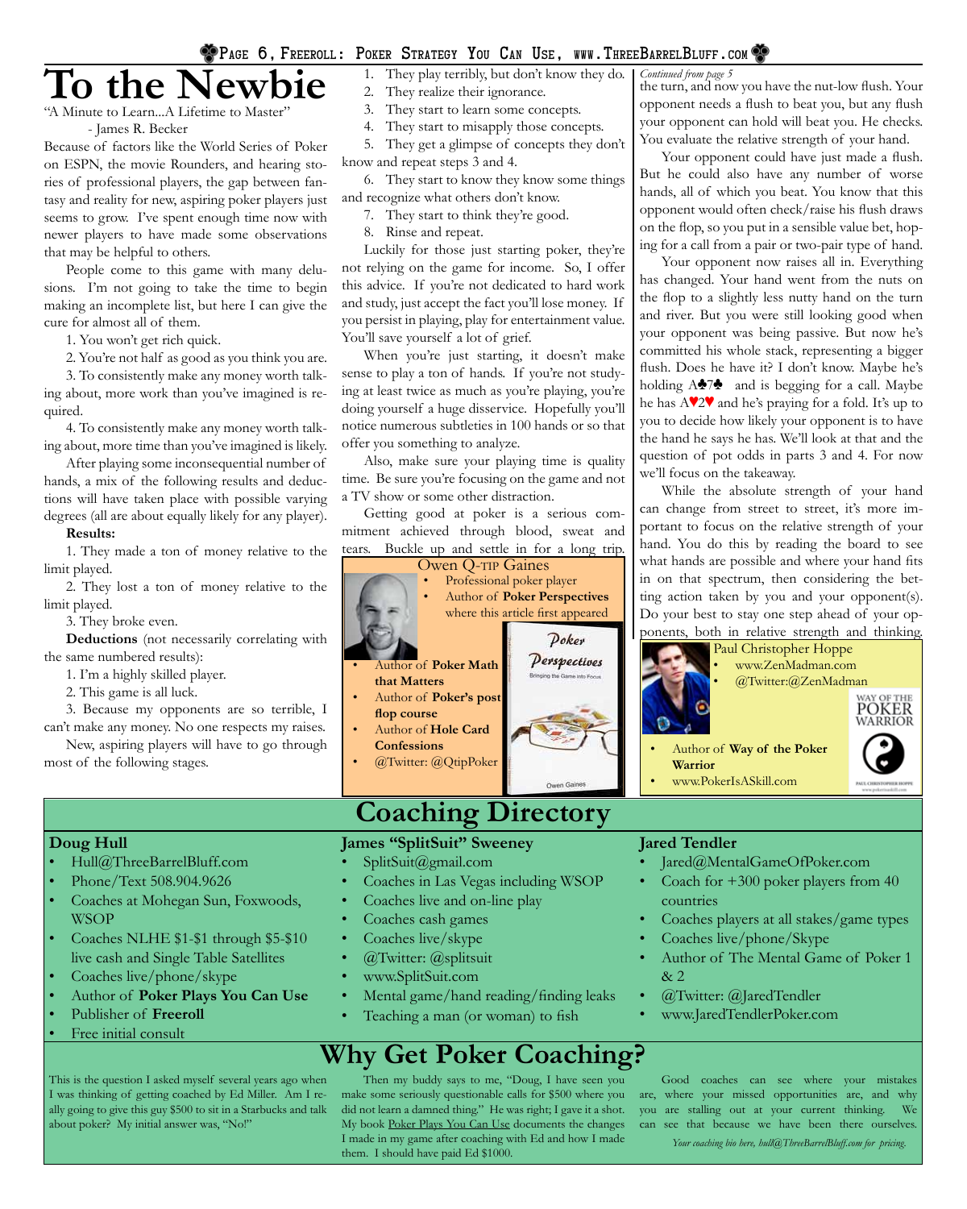# To the Newbie

"A Minute to Learn...A Lifetime to Master"
- James R. Becker

Because of factors like the World Series of Poker on ESPN, the movie Rounders, and hearing stories of professional players, the gap between fantasy and reality for new, aspiring poker players just seems to grow. I've spent enough time now with newer players to have made some observations that may be helpful to others.

People come to this game with many delusions. I'm not going to take the time to begin making an incomplete list, but here I can give the cure for almost all of them.

1. You won't get rich quick.
2. You're not half as good as you think you are.
3. To consistently make any money worth talking about, more work than you've imagined is required.
4. To consistently make any money worth talking about, more time than you've imagined is likely.

After playing some inconsequential number of hands, a mix of the following results and deductions will have taken place with possible varying degrees (all are about equally likely for any player).

**Results:**

1. They made a ton of money relative to the limit played.
2. They lost a ton of money relative to the limit played.
3. They broke even.

**Deductions** (not necessarily correlating with the same numbered results):

1. I'm a highly skilled player.
2. This game is all luck.
3. Because my opponents are so terrible, I can't make any money. No one respects my raises.

New, aspiring players will have to go through most of the following stages.

1. They play terribly, but don't know they do.
2. They realize their ignorance.
3. They start to learn some concepts.
4. They start to misapply those concepts.
5. They get a glimpse of concepts they don't know and repeat steps 3 and 4.
6. They start to know they know some things and recognize what others don't know.
7. They start to think they're good.
8. Rinse and repeat.

Luckily for those just starting poker, they're not relying on the game for income. So, I offer this advice. If you're not dedicated to hard work and study, just accept the fact you'll lose money. If you persist in playing, play for entertainment value. You'll save yourself a lot of grief.

When you're just starting, it doesn't make sense to play a ton of hands. If you're not studying at least twice as much as you're playing, you're doing yourself a huge disservice. Hopefully you'll notice numerous subtleties in 100 hands or so that offer you something to analyze.

Also, make sure your playing time is quality time. Be sure you're focusing on the game and not a TV show or some other distraction.

Getting good at poker is a serious commitment achieved through blood, sweat and tears. Buckle up and settle in for a long trip.

**Owen Q-TIP Gaines**

- Professional poker player
- Author of **Poker Perspectives** where this article first appeared
- Author of **Poker Math that Matters**
- Author of **Poker's post flop course**
- Author of **Hole Card Confessions**
- @Twitter: @QtipPoker

*Continued from page 5*

the turn, and now you have the nut-low flush. Your opponent needs a flush to beat you, but any flush your opponent can hold will beat you. He checks. You evaluate the relative strength of your hand.

Your opponent could have just made a flush. But he could also have any number of worse hands, all of which you beat. You know that this opponent would often check/raise his flush draws on the flop, so you put in a sensible value bet, hoping for a call from a pair or two-pair type of hand.

Your opponent now raises all in. Everything has changed. Your hand went from the nuts on the flop to a slightly less nutty hand on the turn and river. But you were still looking good when your opponent was being passive. But now he's committed his whole stack, representing a bigger flush. Does he have it? I don't know. Maybe he's holding A♣7♣ and is begging for a call. Maybe he has A♥2♥ and he's praying for a fold. It's up to you to decide how likely your opponent is to have the hand he says he has. We'll look at that and the question of pot odds in parts 3 and 4. For now we'll focus on the takeaway.

While the absolute strength of your hand can change from street to street, it's more important to focus on the relative strength of your hand. You do this by reading the board to see what hands are possible and where your hand fits in on that spectrum, then considering the betting action taken by you and your opponent(s). Do your best to stay one step ahead of your opponents, both in relative strength and thinking.

**Paul Christopher Hoppe**

- www.ZenMadman.com
- @Twitter:@ZenMadman
- Author of **Way of the Poker Warrior**
- www.PokerIsASkill.com

# Coaching Directory

**Doug Hull**

- Hull@ThreeBarrelBluff.com
- Phone/Text 508.904.9626
- Coaches at Mohegan Sun, Foxwoods, WSOP
- Coaches NLHE $1-$1 through $5-$10 live cash and Single Table Satellites
- Coaches live/phone/skype
- Author of **Poker Plays You Can Use**
- Publisher of **Freeroll**
- Free initial consult

**James "SplitSuit" Sweeney**

- SplitSuit@gmail.com
- Coaches in Las Vegas including WSOP
- Coaches live and on-line play
- Coaches cash games
- Coaches live/skype
- @Twitter: @splitsuit
- www.SplitSuit.com
- Mental game/hand reading/finding leaks
- Teaching a man (or woman) to fish

**Jared Tendler**

- Jared@MentalGameOfPoker.com
- Coach for +300 poker players from 40 countries
- Coaches players at all stakes/game types
- Coaches live/phone/Skype
- Author of The Mental Game of Poker 1 & 2
- @Twitter: @JaredTendler
- www.JaredTendlerPoker.com

# Why Get Poker Coaching?

This is the question I asked myself several years ago when I was thinking of getting coached by Ed Miller. Am I really going to give this guy $500 to sit in a Starbucks and talk about poker? My initial answer was, "No!"

Then my buddy says to me, "Doug, I have seen you make some seriously questionable calls for $500 where you did not learn a damned thing." He was right; I gave it a shot. My book Poker Plays You Can Use documents the changes I made in my game after coaching with Ed and how I made them. I should have paid Ed $1000.

Good coaches can see where your mistakes are, where your missed opportunities are, and why you are stalling out at your current thinking. We can see that because we have been there ourselves.

*Your coaching bio here, hull@ThreeBarrelBluff.com for pricing.*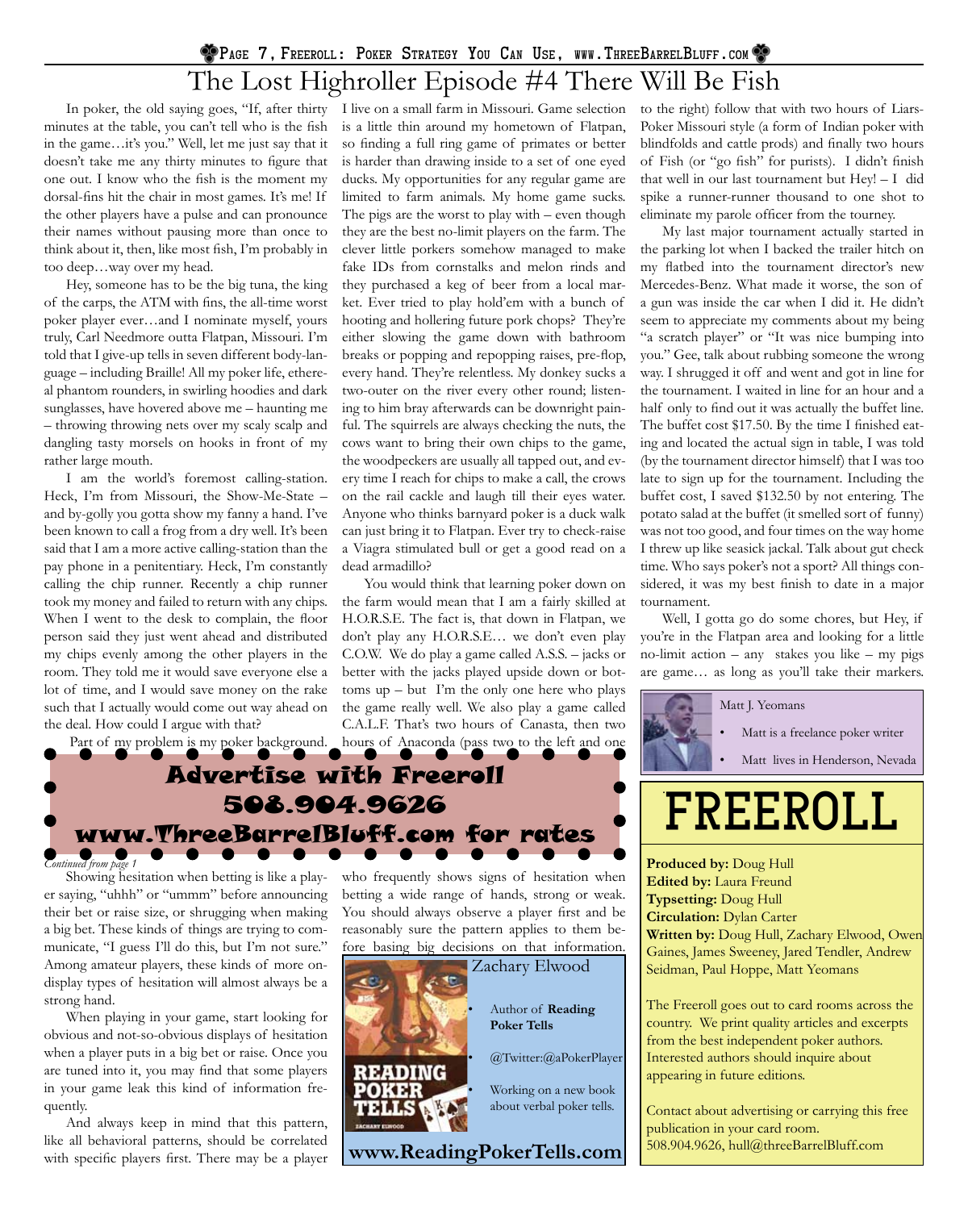# The Lost Highroller Episode #4 There Will Be Fish

In poker, the old saying goes, "If, after thirty minutes at the table, you can't tell who is the fish in the game…it's you." Well, let me just say that it doesn't take me any thirty minutes to figure that one out. I know who the fish is the moment my dorsal-fins hit the chair in most games. It's me! If the other players have a pulse and can pronounce their names without pausing more than once to think about it, then, like most fish, I'm probably in too deep…way over my head.

Hey, someone has to be the big tuna, the king of the carps, the ATM with fins, the all-time worst poker player ever…and I nominate myself, yours truly, Carl Needmore outta Flatpan, Missouri. I'm told that I give-up tells in seven different body-language – including Braille! All my poker life, ethereal phantom rounders, in swirling hoodies and dark sunglasses, have hovered above me – haunting me – throwing throwing nets over my scaly scalp and dangling tasty morsels on hooks in front of my rather large mouth.

I am the world's foremost calling-station. Heck, I'm from Missouri, the Show-Me-State – and by-golly you gotta show my fanny a hand. I've been known to call a frog from a dry well. It's been said that I am a more active calling-station than the pay phone in a penitentiary. Heck, I'm constantly calling the chip runner. Recently a chip runner took my money and failed to return with any chips. When I went to the desk to complain, the floor person said they just went ahead and distributed my chips evenly among the other players in the room. They told me it would save everyone else a lot of time, and I would save money on the rake such that I actually would come out way ahead on the deal. How could I argue with that?

Part of my problem is my poker background. I live on a small farm in Missouri. Game selection is a little thin around my hometown of Flatpan, so finding a full ring game of primates or better is harder than drawing inside to a set of one eyed ducks. My opportunities for any regular game are limited to farm animals. My home game sucks. The pigs are the worst to play with – even though they are the best no-limit players on the farm. The clever little porkers somehow managed to make fake IDs from cornstalks and melon rinds and they purchased a keg of beer from a local market. Ever tried to play hold'em with a bunch of hooting and hollering future pork chops? They're either slowing the game down with bathroom breaks or popping and repopping raises, pre-flop, every hand. They're relentless. My donkey sucks a two-outer on the river every other round; listening to him bray afterwards can be downright painful. The squirrels are always checking the nuts, the cows want to bring their own chips to the game, the woodpeckers are usually all tapped out, and every time I reach for chips to make a call, the crows on the rail cackle and laugh till their eyes water. Anyone who thinks barnyard poker is a duck walk can just bring it to Flatpan. Ever try to check-raise a Viagra stimulated bull or get a good read on a dead armadillo?

You would think that learning poker down on the farm would mean that I am a fairly skilled at H.O.R.S.E. The fact is, that down in Flatpan, we don't play any H.O.R.S.E… we don't even play C.O.W. We do play a game called A.S.S. – jacks or better with the jacks played upside down or bottoms up – but I'm the only one here who plays the game really well. We also play a game called C.A.L.F. That's two hours of Canasta, then two hours of Anaconda (pass two to the left and one to the right) follow that with two hours of Liars-Poker Missouri style (a form of Indian poker with blindfolds and cattle prods) and finally two hours of Fish (or "go fish" for purists). I didn't finish that well in our last tournament but Hey! – I did spike a runner-runner thousand to one shot to eliminate my parole officer from the tourney.

My last major tournament actually started in the parking lot when I backed the trailer hitch on my flatbed into the tournament director's new Mercedes-Benz. What made it worse, the son of a gun was inside the car when I did it. He didn't seem to appreciate my comments about my being "a scratch player" or "It was nice bumping into you." Gee, talk about rubbing someone the wrong way. I shrugged it off and went and got in line for the tournament. I waited in line for an hour and a half only to find out it was actually the buffet line. The buffet cost $17.50. By the time I finished eating and located the actual sign in table, I was told (by the tournament director himself) that I was too late to sign up for the tournament. Including the buffet cost, I saved $132.50 by not entering. The potato salad at the buffet (it smelled sort of funny) was not too good, and four times on the way home I threw up like seasick jackal. Talk about gut check time. Who says poker's not a sport? All things considered, it was my best finish to date in a major tournament.

Well, I gotta go do some chores, but Hey, if you're in the Flatpan area and looking for a little no-limit action – any stakes you like – my pigs are game… as long as you'll take their markers.

Matt J. Yeomans

- Matt is a freelance poker writer
- Matt lives in Henderson, Nevada

**Advertise with Freeroll**
**508.904.9626**
**www.ThreeBarrelBluff.com for rates**

*Continued from page 1*

Showing hesitation when betting is like a player saying, "uhhh" or "ummm" before announcing their bet or raise size, or shrugging when making a big bet. These kinds of things are trying to communicate, "I guess I'll do this, but I'm not sure." Among amateur players, these kinds of more on-display types of hesitation will almost always be a strong hand.

When playing in your game, start looking for obvious and not-so-obvious displays of hesitation when a player puts in a big bet or raise. Once you are tuned into it, you may find that some players in your game leak this kind of information frequently.

And always keep in mind that this pattern, like all behavioral patterns, should be correlated with specific players first. There may be a player who frequently shows signs of hesitation when betting a wide range of hands, strong or weak. You should always observe a player first and be reasonably sure the pattern applies to them before basing big decisions on that information.

Zachary Elwood

- Author of **Reading Poker Tells**
- @Twitter:@aPokerPlayer
- Working on a new book about verbal poker tells.

**www.ReadingPokerTells.com**

# FREEROLL

**Produced by:** Doug Hull
**Edited by:** Laura Freund
**Typsetting:** Doug Hull
**Circulation:** Dylan Carter
**Written by:** Doug Hull, Zachary Elwood, Owen Gaines, James Sweeney, Jared Tendler, Andrew Seidman, Paul Hoppe, Matt Yeomans

The Freeroll goes out to card rooms across the country. We print quality articles and excerpts from the best independent poker authors. Interested authors should inquire about appearing in future editions.

Contact about advertising or carrying this free publication in your card room. 508.904.9626, hull@threeBarrelBluff.com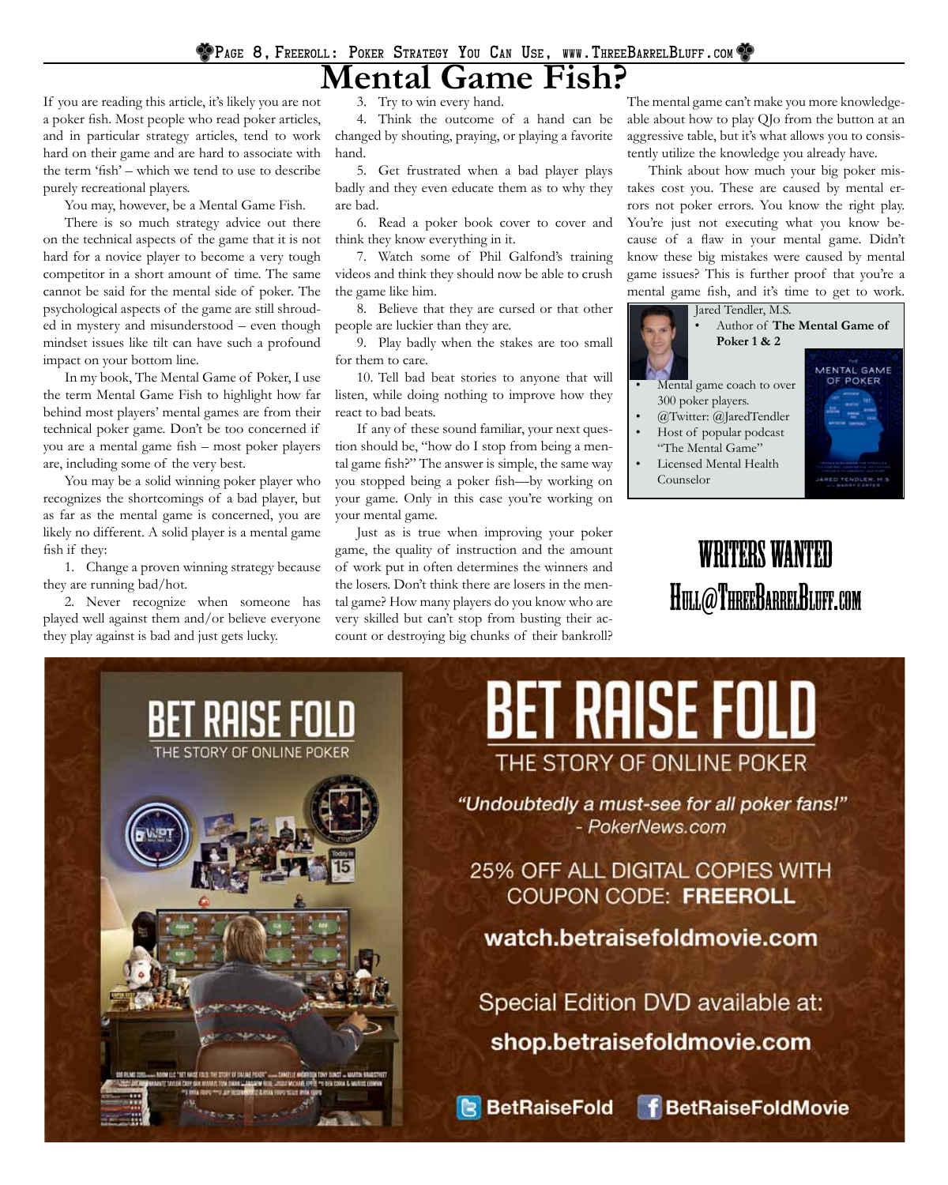# Mental Game Fish?

If you are reading this article, it's likely you are not a poker fish. Most people who read poker articles, and in particular strategy articles, tend to work hard on their game and are hard to associate with the term 'fish' – which we tend to use to describe purely recreational players.

You may, however, be a Mental Game Fish.

There is so much strategy advice out there on the technical aspects of the game that it is not hard for a novice player to become a very tough competitor in a short amount of time. The same cannot be said for the mental side of poker. The psychological aspects of the game are still shrouded in mystery and misunderstood – even though mindset issues like tilt can have such a profound impact on your bottom line.

In my book, The Mental Game of Poker, I use the term Mental Game Fish to highlight how far behind most players' mental games are from their technical poker game. Don't be too concerned if you are a mental game fish – most poker players are, including some of the very best.

You may be a solid winning poker player who recognizes the shortcomings of a bad player, but as far as the mental game is concerned, you are likely no different. A solid player is a mental game fish if they:

1. Change a proven winning strategy because they are running bad/hot.
2. Never recognize when someone has played well against them and/or believe everyone they play against is bad and just gets lucky.
3. Try to win every hand.
4. Think the outcome of a hand can be changed by shouting, praying, or playing a favorite hand.
5. Get frustrated when a bad player plays badly and they even educate them as to why they are bad.
6. Read a poker book cover to cover and think they know everything in it.
7. Watch some of Phil Galfond's training videos and think they should now be able to crush the game like him.
8. Believe that they are cursed or that other people are luckier than they are.
9. Play badly when the stakes are too small for them to care.
10. Tell bad beat stories to anyone that will listen, while doing nothing to improve how they react to bad beats.

If any of these sound familiar, your next question should be, "how do I stop from being a mental game fish?" The answer is simple, the same way you stopped being a poker fish—by working on your game. Only in this case you're working on your mental game.

Just as is true when improving your poker game, the quality of instruction and the amount of work put in often determines the winners and the losers. Don't think there are losers in the mental game? How many players do you know who are very skilled but can't stop from busting their account or destroying big chunks of their bankroll? The mental game can't make you more knowledgeable about how to play QJo from the button at an aggressive table, but it's what allows you to consistently utilize the knowledge you already have.

Think about how much your big poker mistakes cost you. These are caused by mental errors not poker errors. You know the right play. You're just not executing what you know because of a flaw in your mental game. Didn't know these big mistakes were caused by mental game issues? This is further proof that you're a mental game fish, and it's time to get to work.

Jared Tendler, M.S.

- Author of **The Mental Game of Poker 1 & 2**
- Mental game coach to over 300 poker players.
- @Twitter: @JaredTendler
- Host of popular podcast "The Mental Game"
- Licensed Mental Health Counselor

## WRITERS WANTED
Hull@ThreeBarrelBluff.com

## BET RAISE FOLD
THE STORY OF ONLINE POKER

*"Undoubtedly a must-see for all poker fans!"*
*- PokerNews.com*

25% OFF ALL DIGITAL COPIES WITH COUPON CODE: **FREEROLL**

**watch.betraisefoldmovie.com**

Special Edition DVD available at:
**shop.betraisefoldmovie.com**

BetRaiseFold   BetRaiseFoldMovie